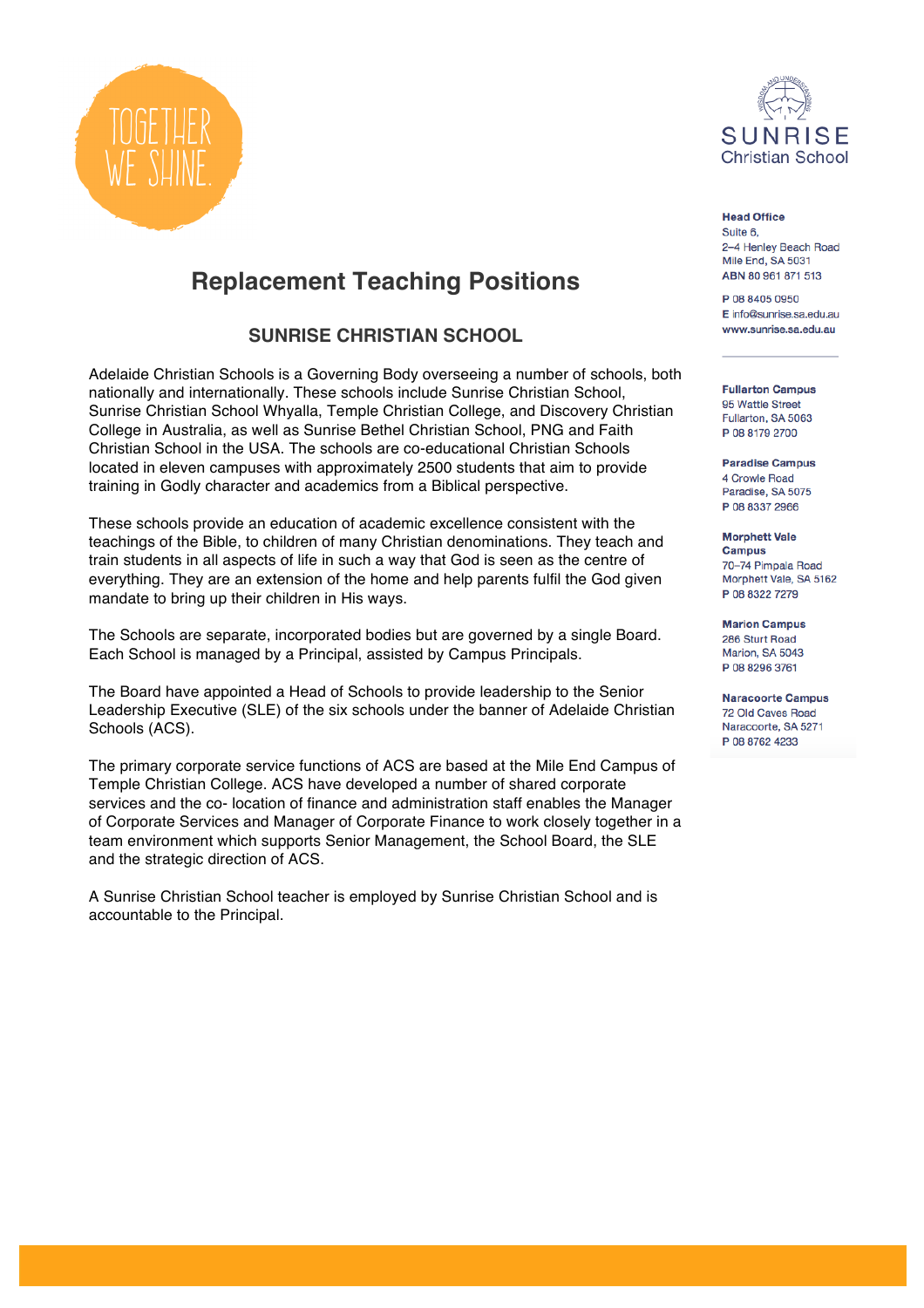TOGETHER WE SHINE.

SUNRISE Christian School

**Head Office**
Suite 6,
2–4 Henley Beach Road
Mile End, SA 5031
ABN 80 961 871 513

P 08 8405 0950
E info@sunrise.sa.edu.au
www.sunrise.sa.edu.au

**Fullarton Campus**
95 Wattle Street
Fullarton, SA 5063
P 08 8179 2700

**Paradise Campus**
4 Crowle Road
Paradise, SA 5075
P 08 8337 2966

**Morphett Vale Campus**
70–74 Pimpala Road
Morphett Vale, SA 5162
P 08 8322 7279

**Marion Campus**
286 Sturt Road
Marion, SA 5043
P 08 8296 3761

**Naracoorte Campus**
72 Old Caves Road
Naracoorte, SA 5271
P 08 8762 4233

# Replacement Teaching Positions

## SUNRISE CHRISTIAN SCHOOL

Adelaide Christian Schools is a Governing Body overseeing a number of schools, both nationally and internationally. These schools include Sunrise Christian School, Sunrise Christian School Whyalla, Temple Christian College, and Discovery Christian College in Australia, as well as Sunrise Bethel Christian School, PNG and Faith Christian School in the USA. The schools are co-educational Christian Schools located in eleven campuses with approximately 2500 students that aim to provide training in Godly character and academics from a Biblical perspective.

These schools provide an education of academic excellence consistent with the teachings of the Bible, to children of many Christian denominations. They teach and train students in all aspects of life in such a way that God is seen as the centre of everything. They are an extension of the home and help parents fulfil the God given mandate to bring up their children in His ways.

The Schools are separate, incorporated bodies but are governed by a single Board. Each School is managed by a Principal, assisted by Campus Principals.

The Board have appointed a Head of Schools to provide leadership to the Senior Leadership Executive (SLE) of the six schools under the banner of Adelaide Christian Schools (ACS).

The primary corporate service functions of ACS are based at the Mile End Campus of Temple Christian College. ACS have developed a number of shared corporate services and the co- location of finance and administration staff enables the Manager of Corporate Services and Manager of Corporate Finance to work closely together in a team environment which supports Senior Management, the School Board, the SLE and the strategic direction of ACS.

A Sunrise Christian School teacher is employed by Sunrise Christian School and is accountable to the Principal.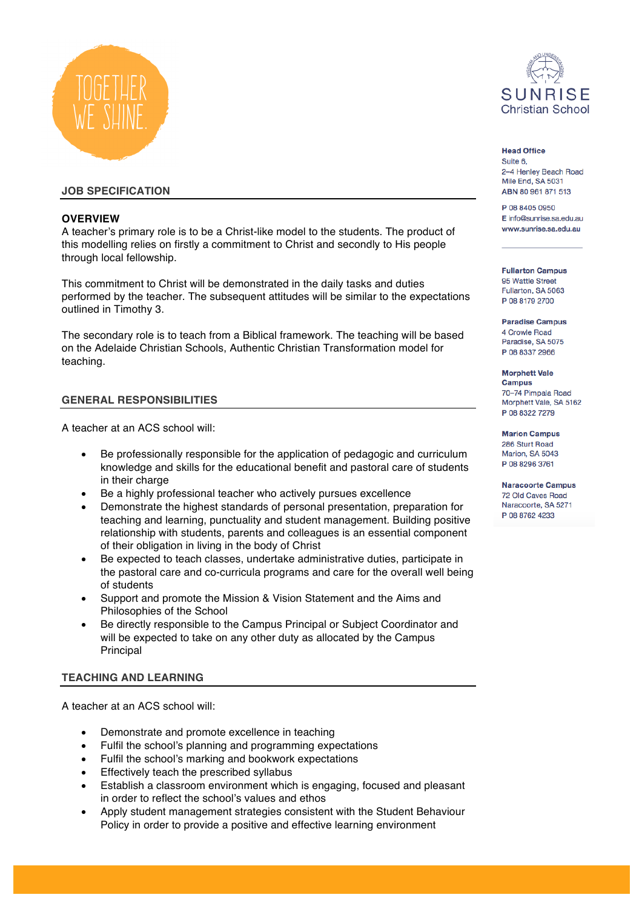TOGETHER WE SHINE.

SUNRISE Christian School

**Head Office**
Suite 6,
2–4 Henley Beach Road
Mile End, SA 5031
ABN 80 961 871 513

P 08 8405 0950
E info@sunrise.sa.edu.au
www.sunrise.sa.edu.au

**Fullarton Campus**
95 Wattle Street
Fullarton, SA 5063
P 08 8179 2700

**Paradise Campus**
4 Crowle Road
Paradise, SA 5075
P 08 8337 2966

**Morphett Vale Campus**
70–74 Pimpala Road
Morphett Vale, SA 5162
P 08 8322 7279

**Marion Campus**
286 Sturt Road
Marion, SA 5043
P 08 8296 3761

**Naracoorte Campus**
72 Old Caves Road
Naracoorte, SA 5271
P 08 8762 4233

## JOB SPECIFICATION

### OVERVIEW

A teacher's primary role is to be a Christ-like model to the students. The product of this modelling relies on firstly a commitment to Christ and secondly to His people through local fellowship.

This commitment to Christ will be demonstrated in the daily tasks and duties performed by the teacher. The subsequent attitudes will be similar to the expectations outlined in Timothy 3.

The secondary role is to teach from a Biblical framework. The teaching will be based on the Adelaide Christian Schools, Authentic Christian Transformation model for teaching.

## GENERAL RESPONSIBILITIES

A teacher at an ACS school will:

- Be professionally responsible for the application of pedagogic and curriculum knowledge and skills for the educational benefit and pastoral care of students in their charge
- Be a highly professional teacher who actively pursues excellence
- Demonstrate the highest standards of personal presentation, preparation for teaching and learning, punctuality and student management. Building positive relationship with students, parents and colleagues is an essential component of their obligation in living in the body of Christ
- Be expected to teach classes, undertake administrative duties, participate in the pastoral care and co-curricula programs and care for the overall well being of students
- Support and promote the Mission & Vision Statement and the Aims and Philosophies of the School
- Be directly responsible to the Campus Principal or Subject Coordinator and will be expected to take on any other duty as allocated by the Campus Principal

## TEACHING AND LEARNING

A teacher at an ACS school will:

- Demonstrate and promote excellence in teaching
- Fulfil the school's planning and programming expectations
- Fulfil the school's marking and bookwork expectations
- Effectively teach the prescribed syllabus
- Establish a classroom environment which is engaging, focused and pleasant in order to reflect the school's values and ethos
- Apply student management strategies consistent with the Student Behaviour Policy in order to provide a positive and effective learning environment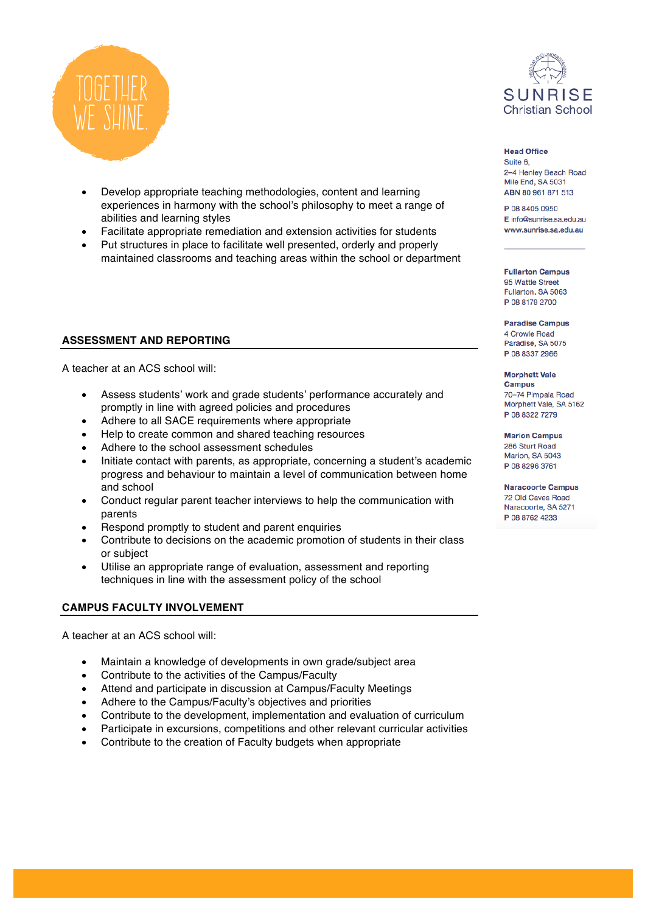- Develop appropriate teaching methodologies, content and learning experiences in harmony with the school's philosophy to meet a range of abilities and learning styles
- Facilitate appropriate remediation and extension activities for students
- Put structures in place to facilitate well presented, orderly and properly maintained classrooms and teaching areas within the school or department

## ASSESSMENT AND REPORTING

A teacher at an ACS school will:

- Assess students' work and grade students' performance accurately and promptly in line with agreed policies and procedures
- Adhere to all SACE requirements where appropriate
- Help to create common and shared teaching resources
- Adhere to the school assessment schedules
- Initiate contact with parents, as appropriate, concerning a student's academic progress and behaviour to maintain a level of communication between home and school
- Conduct regular parent teacher interviews to help the communication with parents
- Respond promptly to student and parent enquiries
- Contribute to decisions on the academic promotion of students in their class or subject
- Utilise an appropriate range of evaluation, assessment and reporting techniques in line with the assessment policy of the school

## CAMPUS FACULTY INVOLVEMENT

A teacher at an ACS school will:

- Maintain a knowledge of developments in own grade/subject area
- Contribute to the activities of the Campus/Faculty
- Attend and participate in discussion at Campus/Faculty Meetings
- Adhere to the Campus/Faculty's objectives and priorities
- Contribute to the development, implementation and evaluation of curriculum
- Participate in excursions, competitions and other relevant curricular activities
- Contribute to the creation of Faculty budgets when appropriate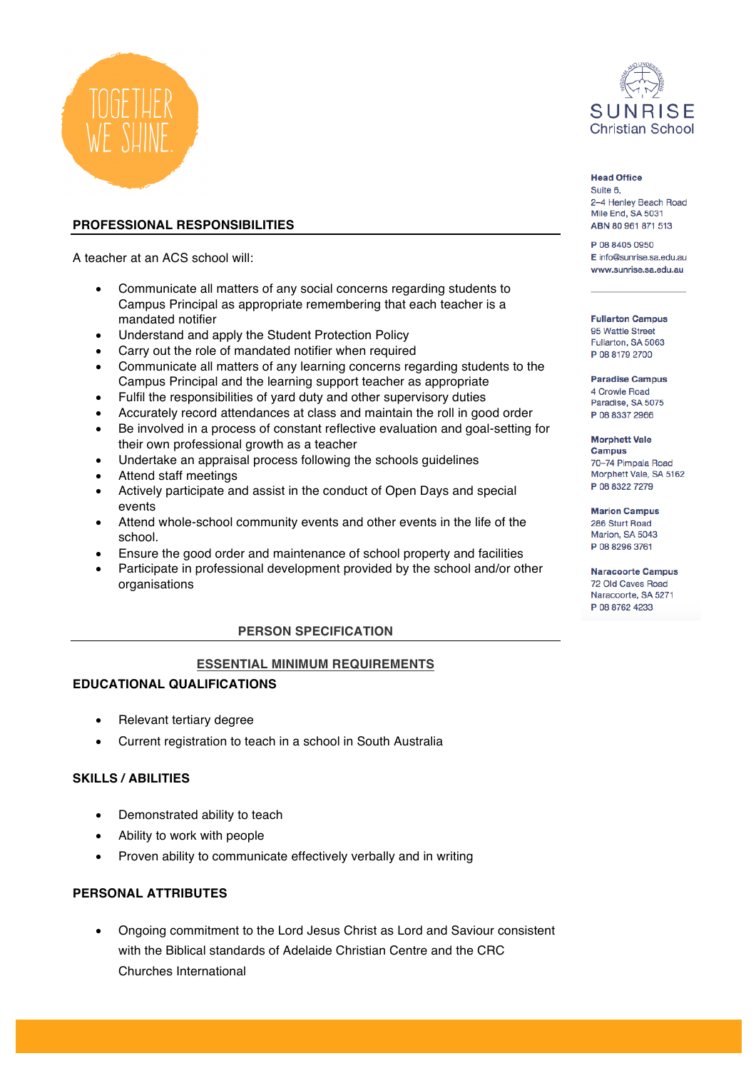## PROFESSIONAL RESPONSIBILITIES

A teacher at an ACS school will:

- Communicate all matters of any social concerns regarding students to Campus Principal as appropriate remembering that each teacher is a mandated notifier
- Understand and apply the Student Protection Policy
- Carry out the role of mandated notifier when required
- Communicate all matters of any learning concerns regarding students to the Campus Principal and the learning support teacher as appropriate
- Fulfil the responsibilities of yard duty and other supervisory duties
- Accurately record attendances at class and maintain the roll in good order
- Be involved in a process of constant reflective evaluation and goal-setting for their own professional growth as a teacher
- Undertake an appraisal process following the schools guidelines
- Attend staff meetings
- Actively participate and assist in the conduct of Open Days and special events
- Attend whole-school community events and other events in the life of the school.
- Ensure the good order and maintenance of school property and facilities
- Participate in professional development provided by the school and/or other organisations

## PERSON SPECIFICATION

### ESSENTIAL MINIMUM REQUIREMENTS

### EDUCATIONAL QUALIFICATIONS

- Relevant tertiary degree
- Current registration to teach in a school in South Australia

### SKILLS / ABILITIES

- Demonstrated ability to teach
- Ability to work with people
- Proven ability to communicate effectively verbally and in writing

### PERSONAL ATTRIBUTES

- Ongoing commitment to the Lord Jesus Christ as Lord and Saviour consistent with the Biblical standards of Adelaide Christian Centre and the CRC Churches International

**Head Office**
Suite 6,
2–4 Henley Beach Road
Mile End, SA 5031
ABN 80 961 871 513

P 08 8405 0950
E info@sunrise.sa.edu.au
www.sunrise.sa.edu.au

**Fullarton Campus**
95 Wattle Street
Fullarton, SA 5063
P 08 8179 2700

**Paradise Campus**
4 Crowle Road
Paradise, SA 5075
P 08 8337 2966

**Morphett Vale Campus**
70–74 Pimpala Road
Morphett Vale, SA 5162
P 08 8322 7279

**Marion Campus**
286 Sturt Road
Marion, SA 5043
P 08 8296 3761

**Naracoorte Campus**
72 Old Caves Road
Naracoorte, SA 5271
P 08 8762 4233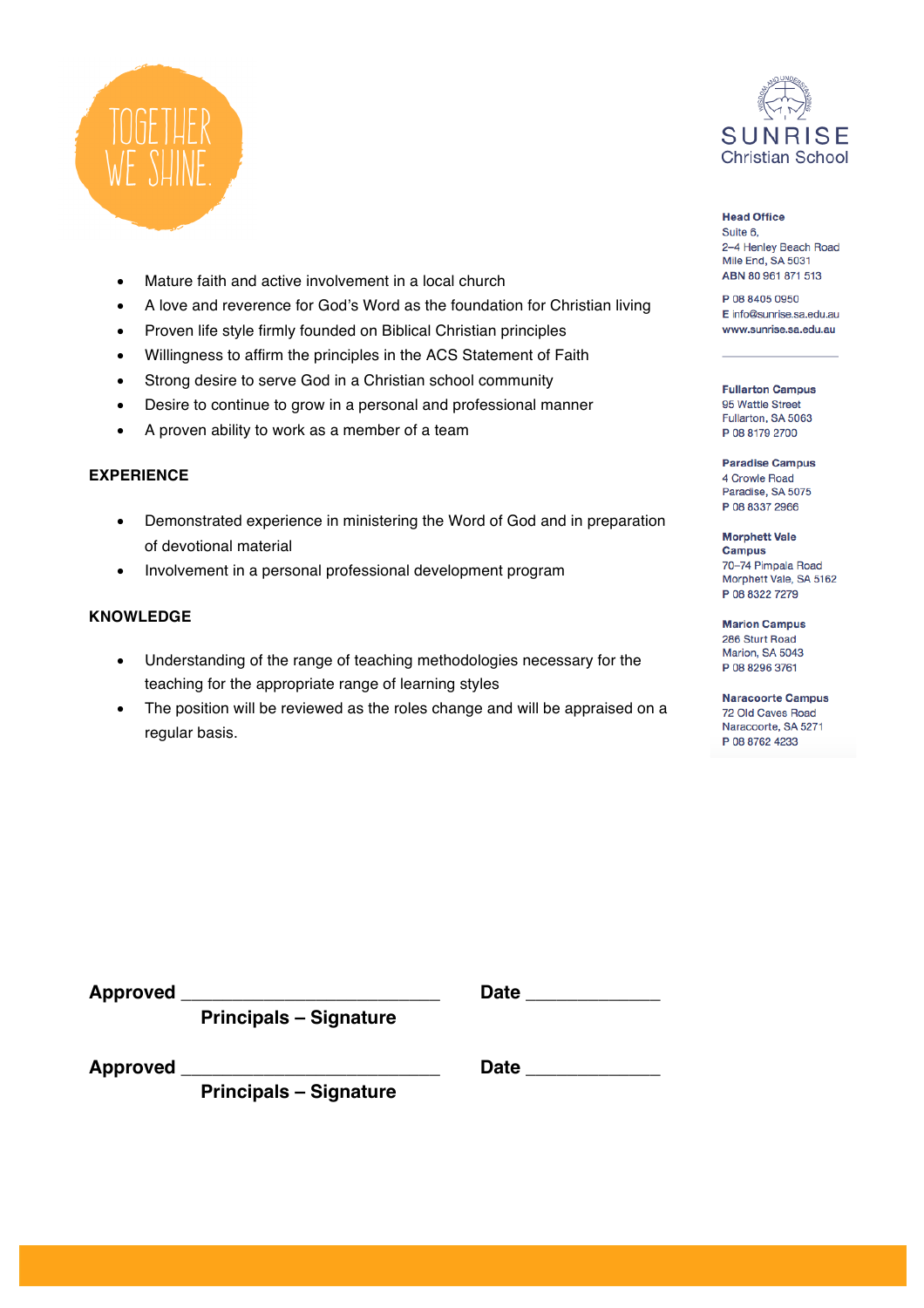- Mature faith and active involvement in a local church
- A love and reverence for God's Word as the foundation for Christian living
- Proven life style firmly founded on Biblical Christian principles
- Willingness to affirm the principles in the ACS Statement of Faith
- Strong desire to serve God in a Christian school community
- Desire to continue to grow in a personal and professional manner
- A proven ability to work as a member of a team

**EXPERIENCE**

- Demonstrated experience in ministering the Word of God and in preparation of devotional material
- Involvement in a personal professional development program

**KNOWLEDGE**

- Understanding of the range of teaching methodologies necessary for the teaching for the appropriate range of learning styles
- The position will be reviewed as the roles change and will be appraised on a regular basis.

**Approved** ___________________________ **Date** ______________

**Principals – Signature**

**Approved** ___________________________ **Date** ______________

**Principals – Signature**

**Head Office**
Suite 6,
2–4 Henley Beach Road
Mile End, SA 5031
ABN 80 961 871 513

P 08 8405 0950
E info@sunrise.sa.edu.au
www.sunrise.sa.edu.au

**Fullarton Campus**
95 Wattle Street
Fullarton, SA 5063
P 08 8179 2700

**Paradise Campus**
4 Crowle Road
Paradise, SA 5075
P 08 8337 2966

**Morphett Vale Campus**
70–74 Pimpala Road
Morphett Vale, SA 5162
P 08 8322 7279

**Marion Campus**
286 Sturt Road
Marion, SA 5043
P 08 8296 3761

**Naracoorte Campus**
72 Old Caves Road
Naracoorte, SA 5271
P 08 8762 4233